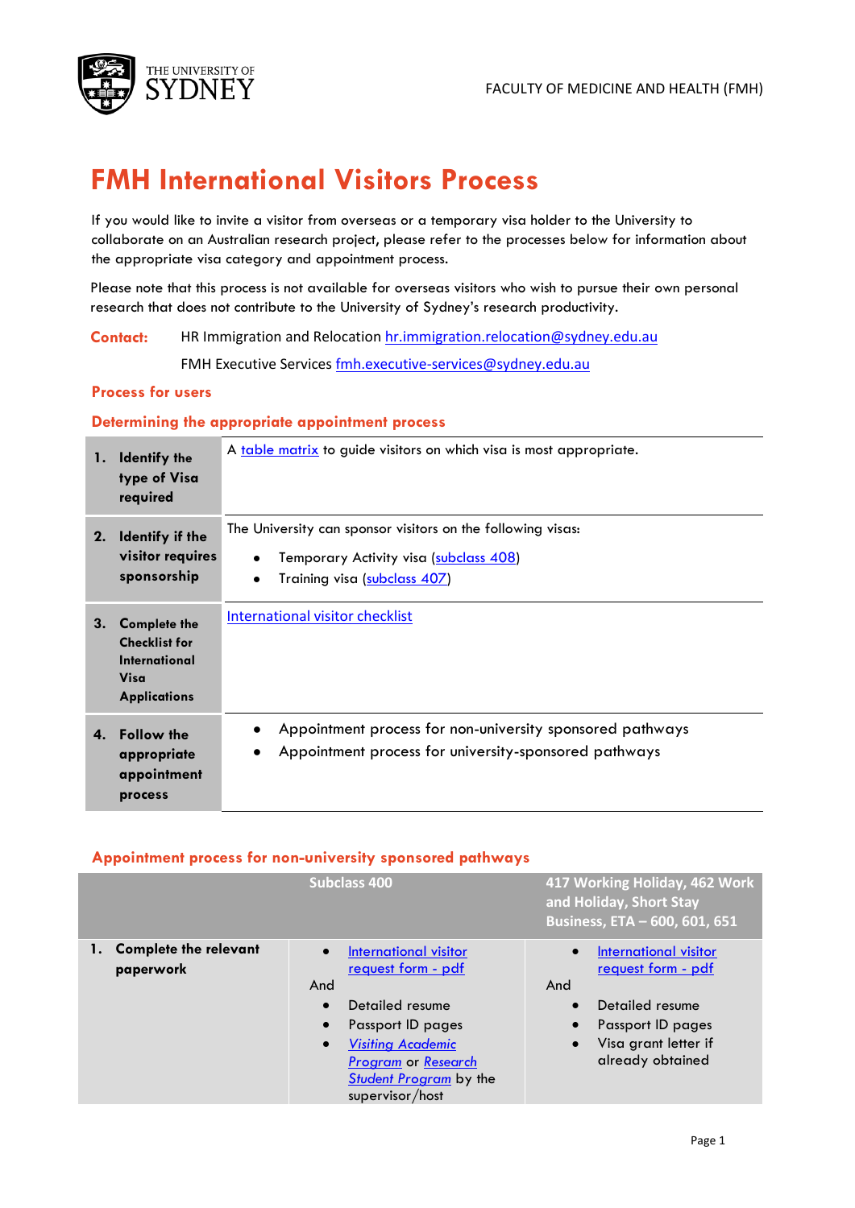# FMH International Visitors Process

If you would like to invite a visitor from overseas or a temporary visa holder to the University to collaborate on an Australian research project, please refer to the processes below for information about the appropriate visa category and appointment process.

Please note that this process is not available for overseas visitors who wish to pursue their own personal research that does not contribute to the University of Sydney's research productivity.

**Contact:** HR Immigration and Relocation hr.immigration.relocation@sydney.edu.au

FMH Executive Services fmh.executive-services@sydney.edu.au

## Process for users

### Determining the appropriate appointment process

| | |
|---|---|
| **1. Identify the type of Visa required** | A table matrix to guide visitors on which visa is most appropriate. |
| **2. Identify if the visitor requires sponsorship** | The University can sponsor visitors on the following visas:<br>• Temporary Activity visa (subclass 408)<br>• Training visa (subclass 407) |
| **3. Complete the Checklist for International Visa Applications** | International visitor checklist |
| **4. Follow the appropriate appointment process** | • Appointment process for non-university sponsored pathways<br>• Appointment process for university-sponsored pathways |

### Appointment process for non-university sponsored pathways

| | Subclass 400 | 417 Working Holiday, 462 Work and Holiday, Short Stay Business, ETA – 600, 601, 651 |
|---|---|---|
| **1. Complete the relevant paperwork** | • International visitor request form - pdf<br>And<br>• Detailed resume<br>• Passport ID pages<br>• *Visiting Academic Program* or *Research Student Program* by the supervisor/host | • International visitor request form - pdf<br>And<br>• Detailed resume<br>• Passport ID pages<br>• Visa grant letter if already obtained |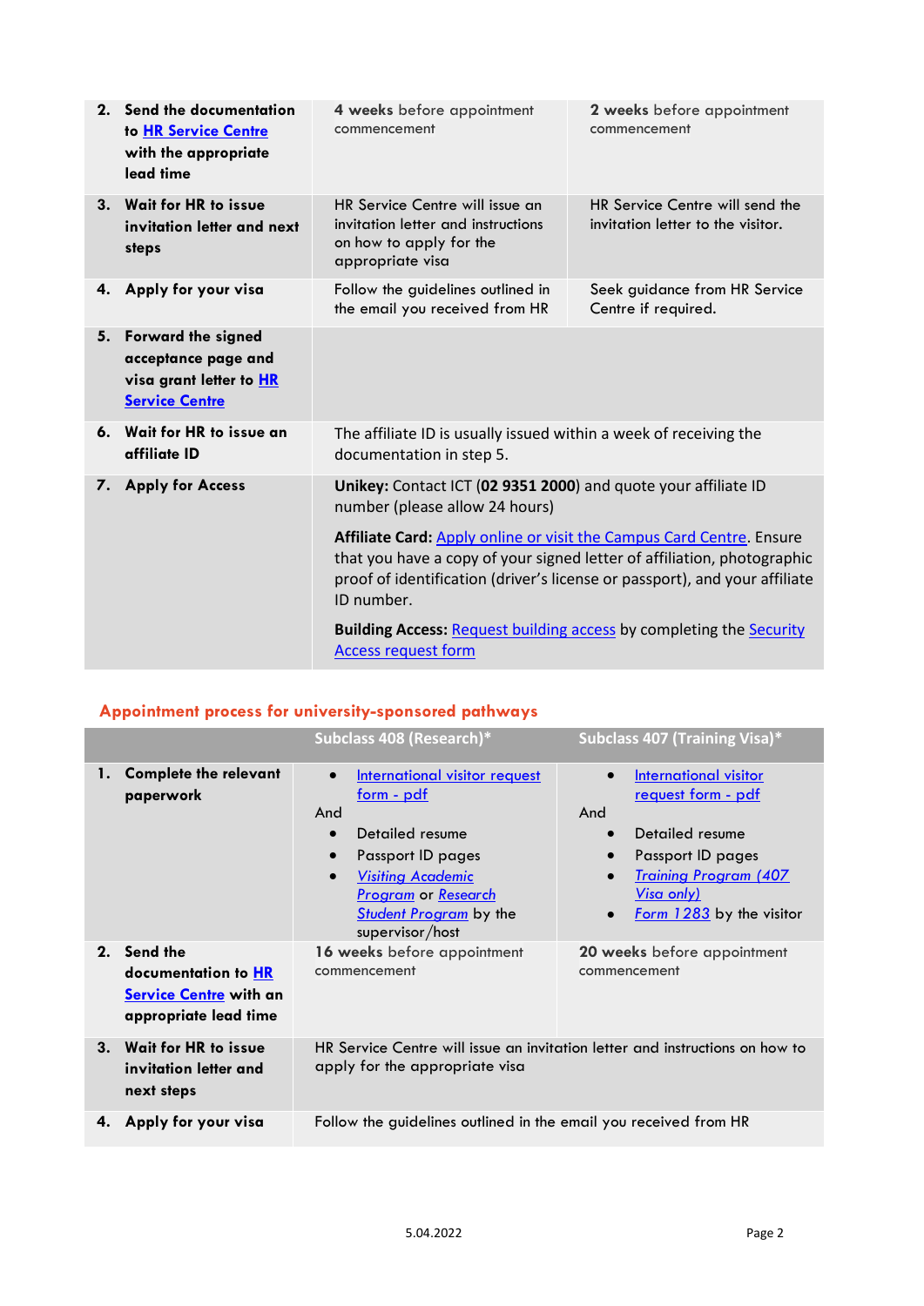| | | |
|---|---|---|
| **2. Send the documentation to HR Service Centre with the appropriate lead time** | **4 weeks** before appointment commencement | **2 weeks** before appointment commencement |
| **3. Wait for HR to issue invitation letter and next steps** | HR Service Centre will issue an invitation letter and instructions on how to apply for the appropriate visa | HR Service Centre will send the invitation letter to the visitor. |
| **4. Apply for your visa** | Follow the guidelines outlined in the email you received from HR | Seek guidance from HR Service Centre if required. |
| **5. Forward the signed acceptance page and visa grant letter to HR Service Centre** | | |
| **6. Wait for HR to issue an affiliate ID** | The affiliate ID is usually issued within a week of receiving the documentation in step 5. | |
| **7. Apply for Access** | **Unikey:** Contact ICT (**02 9351 2000**) and quote your affiliate ID number (please allow 24 hours)<br><br>**Affiliate Card:** Apply online or visit the Campus Card Centre. Ensure that you have a copy of your signed letter of affiliation, photographic proof of identification (driver's license or passport), and your affiliate ID number.<br><br>**Building Access:** Request building access by completing the Security Access request form | |

## Appointment process for university-sponsored pathways

| | Subclass 408 (Research)* | Subclass 407 (Training Visa)* |
|---|---|---|
| **1. Complete the relevant paperwork** | • International visitor request form - pdf<br>And<br>• Detailed resume<br>• Passport ID pages<br>• *Visiting Academic Program* or *Research Student Program* by the supervisor/host | • International visitor request form - pdf<br>And<br>• Detailed resume<br>• Passport ID pages<br>• *Training Program (407 Visa only)*<br>• *Form 1283* by the visitor |
| **2. Send the documentation to HR Service Centre with an appropriate lead time** | **16 weeks** before appointment commencement | **20 weeks** before appointment commencement |
| **3. Wait for HR to issue invitation letter and next steps** | HR Service Centre will issue an invitation letter and instructions on how to apply for the appropriate visa | |
| **4. Apply for your visa** | Follow the guidelines outlined in the email you received from HR | |

5.04.2022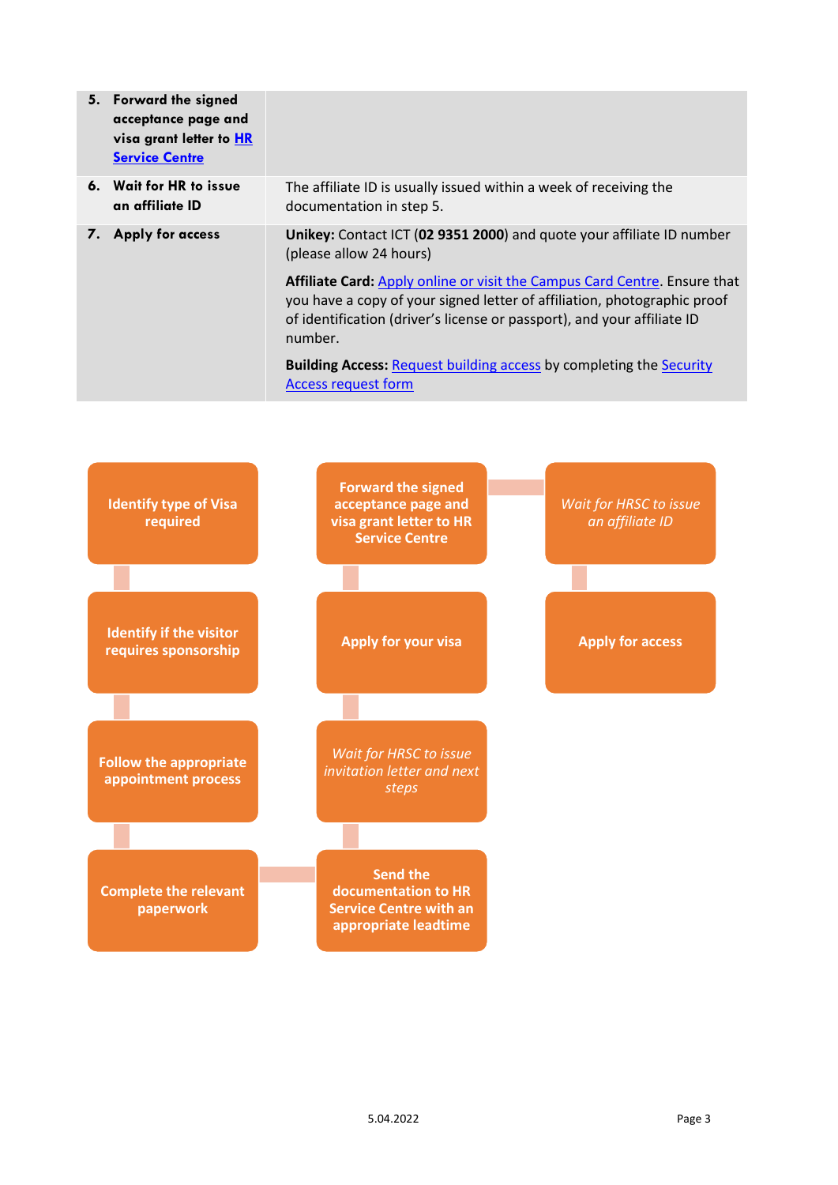| | |
|---|---|
| **5. Forward the signed acceptance page and visa grant letter to [HR Service Centre]** | |
| **6. Wait for HR to issue an affiliate ID** | The affiliate ID is usually issued within a week of receiving the documentation in step 5. |
| **7. Apply for access** | **Unikey:** Contact ICT (**02 9351 2000**) and quote your affiliate ID number (please allow 24 hours)<br><br>**Affiliate Card:** [Apply online or visit the Campus Card Centre]. Ensure that you have a copy of your signed letter of affiliation, photographic proof of identification (driver's license or passport), and your affiliate ID number.<br><br>**Building Access:** [Request building access] by completing the [Security Access request form] |

Identify type of Visa required

Identify if the visitor requires sponsorship

Follow the appropriate appointment process

Complete the relevant paperwork

Send the documentation to HR Service Centre with an appropriate leadtime

*Wait for HRSC to issue invitation letter and next steps*

Apply for your visa

Forward the signed acceptance page and visa grant letter to HR Service Centre

*Wait for HRSC to issue an affiliate ID*

Apply for access

5.04.2022